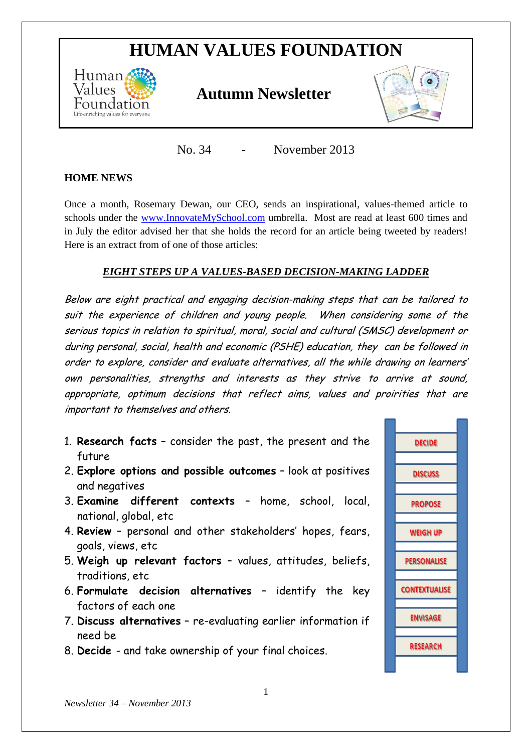# HUMAN VALUES FOUNDATION

Human Values Foundation
Life-enriching values for everyone

## Autumn Newsletter

No. 34 - November 2013

### HOME NEWS

Once a month, Rosemary Dewan, our CEO, sends an inspirational, values-themed article to schools under the [www.InnovateMySchool.com](http://www.InnovateMySchool.com) umbrella. Most are read at least 600 times and in July the editor advised her that she holds the record for an article being tweeted by readers! Here is an extract from of one of those articles:

***EIGHT STEPS UP A VALUES-BASED DECISION-MAKING LADDER***

*Below are eight practical and engaging decision-making steps that can be tailored to suit the experience of children and young people. When considering some of the serious topics in relation to spiritual, moral, social and cultural (SMSC) development or during personal, social, health and economic (PSHE) education, they can be followed in order to explore, consider and evaluate alternatives, all the while drawing on learners' own personalities, strengths and interests as they strive to arrive at sound, appropriate, optimum decisions that reflect aims, values and proirities that are important to themselves and others.*

1. **Research facts** – consider the past, the present and the future
2. **Explore options and possible outcomes** – look at positives and negatives
3. **Examine different contexts** – home, school, local, national, global, etc
4. **Review** – personal and other stakeholders' hopes, fears, goals, views, etc
5. **Weigh up relevant factors** – values, attitudes, beliefs, traditions, etc
6. **Formulate decision alternatives** – identify the key factors of each one
7. **Discuss alternatives** – re-evaluating earlier information if need be
8. **Decide** - and take ownership of your final choices.

DECIDE
DISCUSS
PROPOSE
WEIGH UP
PERSONALISE
CONTEXTUALISE
ENVISAGE
RESEARCH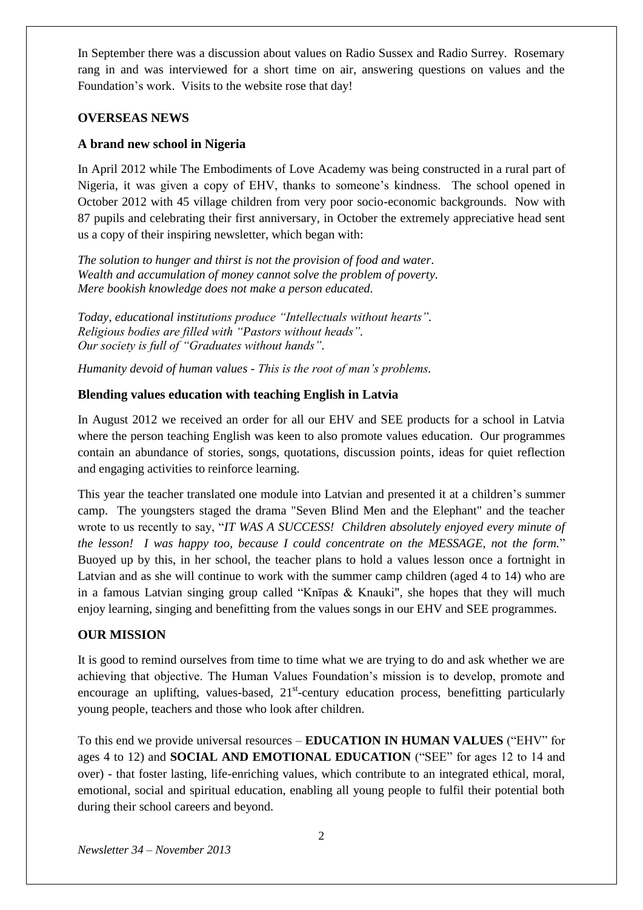In September there was a discussion about values on Radio Sussex and Radio Surrey. Rosemary rang in and was interviewed for a short time on air, answering questions on values and the Foundation's work. Visits to the website rose that day!

## OVERSEAS NEWS

### A brand new school in Nigeria

In April 2012 while The Embodiments of Love Academy was being constructed in a rural part of Nigeria, it was given a copy of EHV, thanks to someone's kindness. The school opened in October 2012 with 45 village children from very poor socio-economic backgrounds. Now with 87 pupils and celebrating their first anniversary, in October the extremely appreciative head sent us a copy of their inspiring newsletter, which began with:

*The solution to hunger and thirst is not the provision of food and water.*
*Wealth and accumulation of money cannot solve the problem of poverty.*
*Mere bookish knowledge does not make a person educated.*

*Today, educational institutions produce "Intellectuals without hearts".*
*Religious bodies are filled with "Pastors without heads".*
*Our society is full of "Graduates without hands".*

*Humanity devoid of human values - This is the root of man's problems.*

### Blending values education with teaching English in Latvia

In August 2012 we received an order for all our EHV and SEE products for a school in Latvia where the person teaching English was keen to also promote values education. Our programmes contain an abundance of stories, songs, quotations, discussion points, ideas for quiet reflection and engaging activities to reinforce learning.

This year the teacher translated one module into Latvian and presented it at a children's summer camp. The youngsters staged the drama "Seven Blind Men and the Elephant" and the teacher wrote to us recently to say, "*IT WAS A SUCCESS! Children absolutely enjoyed every minute of the lesson! I was happy too, because I could concentrate on the MESSAGE, not the form.*" Buoyed up by this, in her school, the teacher plans to hold a values lesson once a fortnight in Latvian and as she will continue to work with the summer camp children (aged 4 to 14) who are in a famous Latvian singing group called "Knīpas & Knauki", she hopes that they will much enjoy learning, singing and benefitting from the values songs in our EHV and SEE programmes.

## OUR MISSION

It is good to remind ourselves from time to time what we are trying to do and ask whether we are achieving that objective. The Human Values Foundation's mission is to develop, promote and encourage an uplifting, values-based, 21st-century education process, benefitting particularly young people, teachers and those who look after children.

To this end we provide universal resources – **EDUCATION IN HUMAN VALUES** ("EHV" for ages 4 to 12) and **SOCIAL AND EMOTIONAL EDUCATION** ("SEE" for ages 12 to 14 and over) - that foster lasting, life-enriching values, which contribute to an integrated ethical, moral, emotional, social and spiritual education, enabling all young people to fulfil their potential both during their school careers and beyond.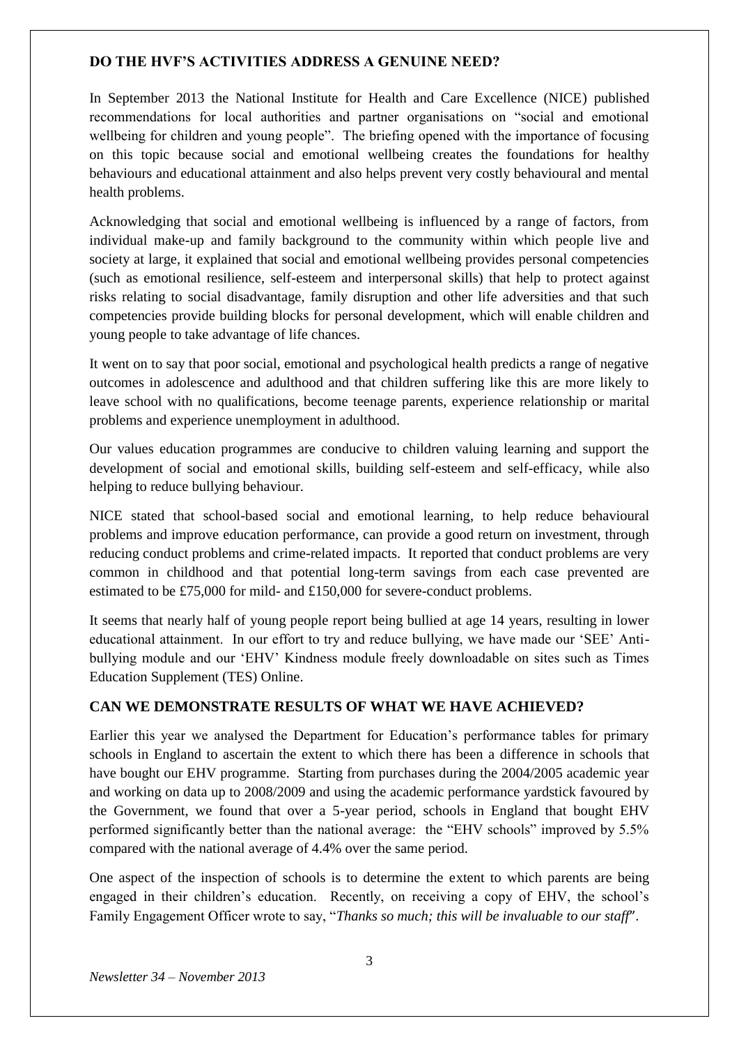## DO THE HVF'S ACTIVITIES ADDRESS A GENUINE NEED?

In September 2013 the National Institute for Health and Care Excellence (NICE) published recommendations for local authorities and partner organisations on "social and emotional wellbeing for children and young people". The briefing opened with the importance of focusing on this topic because social and emotional wellbeing creates the foundations for healthy behaviours and educational attainment and also helps prevent very costly behavioural and mental health problems.

Acknowledging that social and emotional wellbeing is influenced by a range of factors, from individual make-up and family background to the community within which people live and society at large, it explained that social and emotional wellbeing provides personal competencies (such as emotional resilience, self-esteem and interpersonal skills) that help to protect against risks relating to social disadvantage, family disruption and other life adversities and that such competencies provide building blocks for personal development, which will enable children and young people to take advantage of life chances.

It went on to say that poor social, emotional and psychological health predicts a range of negative outcomes in adolescence and adulthood and that children suffering like this are more likely to leave school with no qualifications, become teenage parents, experience relationship or marital problems and experience unemployment in adulthood.

Our values education programmes are conducive to children valuing learning and support the development of social and emotional skills, building self-esteem and self-efficacy, while also helping to reduce bullying behaviour.

NICE stated that school-based social and emotional learning, to help reduce behavioural problems and improve education performance, can provide a good return on investment, through reducing conduct problems and crime-related impacts. It reported that conduct problems are very common in childhood and that potential long-term savings from each case prevented are estimated to be £75,000 for mild- and £150,000 for severe-conduct problems.

It seems that nearly half of young people report being bullied at age 14 years, resulting in lower educational attainment. In our effort to try and reduce bullying, we have made our 'SEE' Anti-bullying module and our 'EHV' Kindness module freely downloadable on sites such as Times Education Supplement (TES) Online.

## CAN WE DEMONSTRATE RESULTS OF WHAT WE HAVE ACHIEVED?

Earlier this year we analysed the Department for Education's performance tables for primary schools in England to ascertain the extent to which there has been a difference in schools that have bought our EHV programme. Starting from purchases during the 2004/2005 academic year and working on data up to 2008/2009 and using the academic performance yardstick favoured by the Government, we found that over a 5-year period, schools in England that bought EHV performed significantly better than the national average: the "EHV schools" improved by 5.5% compared with the national average of 4.4% over the same period.

One aspect of the inspection of schools is to determine the extent to which parents are being engaged in their children's education. Recently, on receiving a copy of EHV, the school's Family Engagement Officer wrote to say, "*Thanks so much; this will be invaluable to our staff*".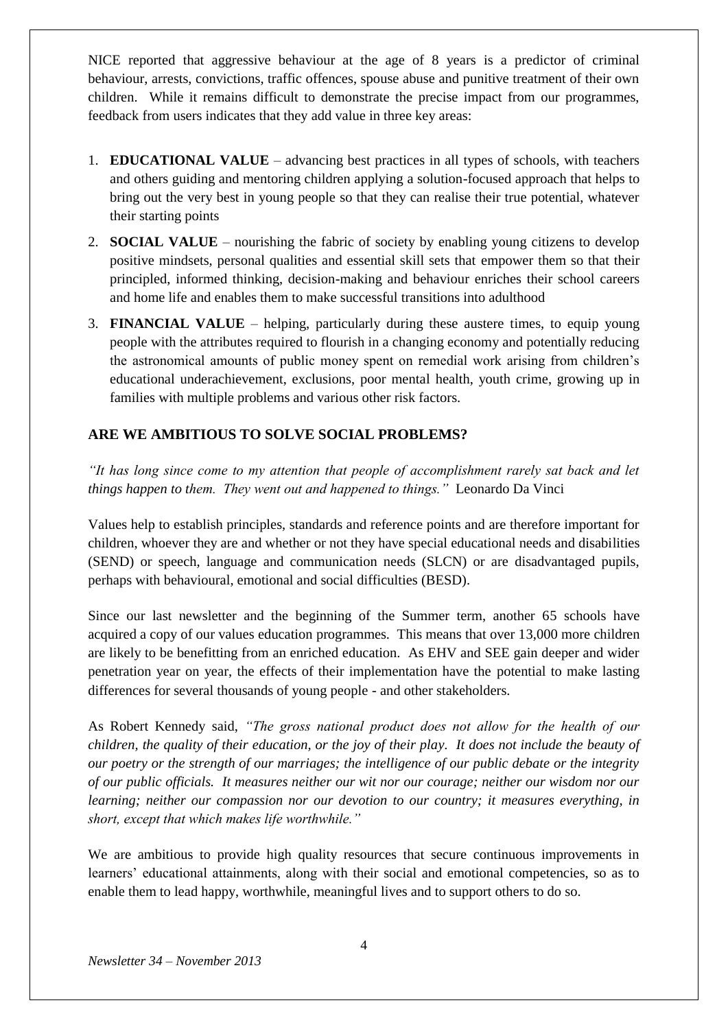NICE reported that aggressive behaviour at the age of 8 years is a predictor of criminal behaviour, arrests, convictions, traffic offences, spouse abuse and punitive treatment of their own children. While it remains difficult to demonstrate the precise impact from our programmes, feedback from users indicates that they add value in three key areas:

1. **EDUCATIONAL VALUE** – advancing best practices in all types of schools, with teachers and others guiding and mentoring children applying a solution-focused approach that helps to bring out the very best in young people so that they can realise their true potential, whatever their starting points
2. **SOCIAL VALUE** – nourishing the fabric of society by enabling young citizens to develop positive mindsets, personal qualities and essential skill sets that empower them so that their principled, informed thinking, decision-making and behaviour enriches their school careers and home life and enables them to make successful transitions into adulthood
3. **FINANCIAL VALUE** – helping, particularly during these austere times, to equip young people with the attributes required to flourish in a changing economy and potentially reducing the astronomical amounts of public money spent on remedial work arising from children's educational underachievement, exclusions, poor mental health, youth crime, growing up in families with multiple problems and various other risk factors.

## ARE WE AMBITIOUS TO SOLVE SOCIAL PROBLEMS?

*"It has long since come to my attention that people of accomplishment rarely sat back and let things happen to them. They went out and happened to things."* Leonardo Da Vinci

Values help to establish principles, standards and reference points and are therefore important for children, whoever they are and whether or not they have special educational needs and disabilities (SEND) or speech, language and communication needs (SLCN) or are disadvantaged pupils, perhaps with behavioural, emotional and social difficulties (BESD).

Since our last newsletter and the beginning of the Summer term, another 65 schools have acquired a copy of our values education programmes. This means that over 13,000 more children are likely to be benefitting from an enriched education. As EHV and SEE gain deeper and wider penetration year on year, the effects of their implementation have the potential to make lasting differences for several thousands of young people - and other stakeholders.

As Robert Kennedy said, *"The gross national product does not allow for the health of our children, the quality of their education, or the joy of their play. It does not include the beauty of our poetry or the strength of our marriages; the intelligence of our public debate or the integrity of our public officials. It measures neither our wit nor our courage; neither our wisdom nor our learning; neither our compassion nor our devotion to our country; it measures everything, in short, except that which makes life worthwhile."*

We are ambitious to provide high quality resources that secure continuous improvements in learners' educational attainments, along with their social and emotional competencies, so as to enable them to lead happy, worthwhile, meaningful lives and to support others to do so.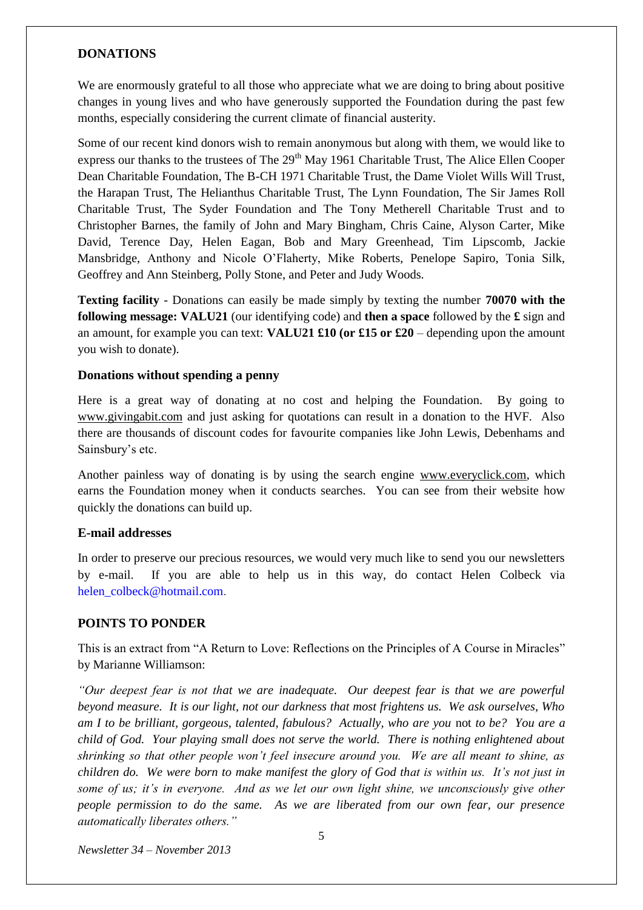## DONATIONS

We are enormously grateful to all those who appreciate what we are doing to bring about positive changes in young lives and who have generously supported the Foundation during the past few months, especially considering the current climate of financial austerity.

Some of our recent kind donors wish to remain anonymous but along with them, we would like to express our thanks to the trustees of The 29th May 1961 Charitable Trust, The Alice Ellen Cooper Dean Charitable Foundation, The B-CH 1971 Charitable Trust, the Dame Violet Wills Will Trust, the Harapan Trust, The Helianthus Charitable Trust, The Lynn Foundation, The Sir James Roll Charitable Trust, The Syder Foundation and The Tony Metherell Charitable Trust and to Christopher Barnes, the family of John and Mary Bingham, Chris Caine, Alyson Carter, Mike David, Terence Day, Helen Eagan, Bob and Mary Greenhead, Tim Lipscomb, Jackie Mansbridge, Anthony and Nicole O'Flaherty, Mike Roberts, Penelope Sapiro, Tonia Silk, Geoffrey and Ann Steinberg, Polly Stone, and Peter and Judy Woods.

**Texting facility** - Donations can easily be made simply by texting the number **70070 with the following message: VALU21** (our identifying code) and **then a space** followed by the **£** sign and an amount, for example you can text: **VALU21 £10 (or £15 or £20** – depending upon the amount you wish to donate).

### Donations without spending a penny

Here is a great way of donating at no cost and helping the Foundation. By going to www.givingabit.com and just asking for quotations can result in a donation to the HVF. Also there are thousands of discount codes for favourite companies like John Lewis, Debenhams and Sainsbury's etc.

Another painless way of donating is by using the search engine www.everyclick.com, which earns the Foundation money when it conducts searches. You can see from their website how quickly the donations can build up.

### E-mail addresses

In order to preserve our precious resources, we would very much like to send you our newsletters by e-mail. If you are able to help us in this way, do contact Helen Colbeck via helen_colbeck@hotmail.com.

## POINTS TO PONDER

This is an extract from "A Return to Love: Reflections on the Principles of A Course in Miracles" by Marianne Williamson:

*"Our deepest fear is not that we are inadequate. Our deepest fear is that we are powerful beyond measure. It is our light, not our darkness that most frightens us. We ask ourselves, Who am I to be brilliant, gorgeous, talented, fabulous? Actually, who are you* not *to be? You are a child of God. Your playing small does not serve the world. There is nothing enlightened about shrinking so that other people won't feel insecure around you. We are all meant to shine, as children do. We were born to make manifest the glory of God that is within us. It's not just in some of us; it's in everyone. And as we let our own light shine, we unconsciously give other people permission to do the same. As we are liberated from our own fear, our presence automatically liberates others."*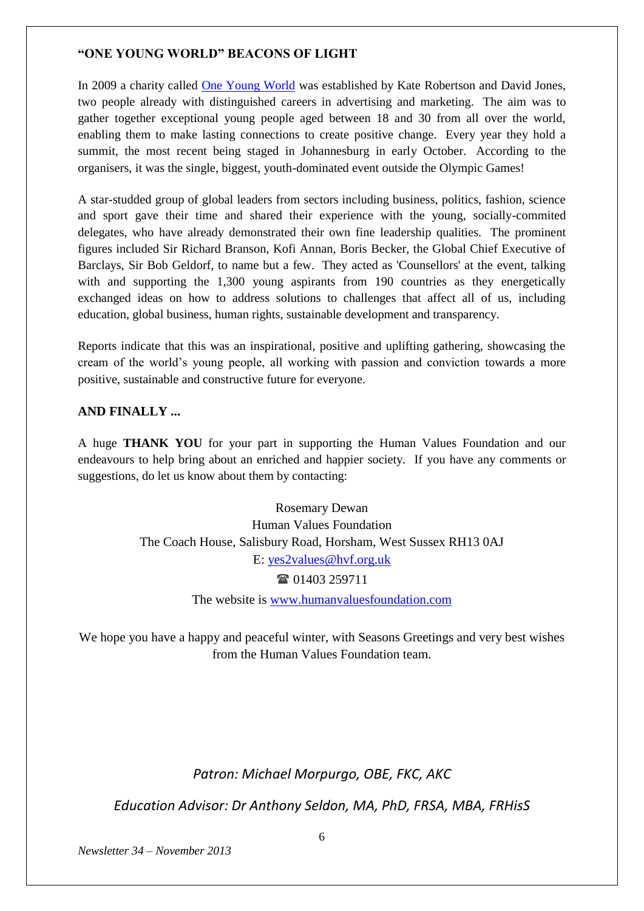## "ONE YOUNG WORLD" BEACONS OF LIGHT

In 2009 a charity called One Young World was established by Kate Robertson and David Jones, two people already with distinguished careers in advertising and marketing. The aim was to gather together exceptional young people aged between 18 and 30 from all over the world, enabling them to make lasting connections to create positive change. Every year they hold a summit, the most recent being staged in Johannesburg in early October. According to the organisers, it was the single, biggest, youth-dominated event outside the Olympic Games!

A star-studded group of global leaders from sectors including business, politics, fashion, science and sport gave their time and shared their experience with the young, socially-commited delegates, who have already demonstrated their own fine leadership qualities. The prominent figures included Sir Richard Branson, Kofi Annan, Boris Becker, the Global Chief Executive of Barclays, Sir Bob Geldorf, to name but a few. They acted as 'Counsellors' at the event, talking with and supporting the 1,300 young aspirants from 190 countries as they energetically exchanged ideas on how to address solutions to challenges that affect all of us, including education, global business, human rights, sustainable development and transparency.

Reports indicate that this was an inspirational, positive and uplifting gathering, showcasing the cream of the world's young people, all working with passion and conviction towards a more positive, sustainable and constructive future for everyone.

## AND FINALLY ...

A huge **THANK YOU** for your part in supporting the Human Values Foundation and our endeavours to help bring about an enriched and happier society. If you have any comments or suggestions, do let us know about them by contacting:

Rosemary Dewan
Human Values Foundation
The Coach House, Salisbury Road, Horsham, West Sussex RH13 0AJ
E: yes2values@hvf.org.uk
☎ 01403 259711
The website is www.humanvaluesfoundation.com

We hope you have a happy and peaceful winter, with Seasons Greetings and very best wishes from the Human Values Foundation team.

*Patron: Michael Morpurgo, OBE, FKC, AKC*

*Education Advisor: Dr Anthony Seldon, MA, PhD, FRSA, MBA, FRHisS*

*Newsletter 34 – November 2013*